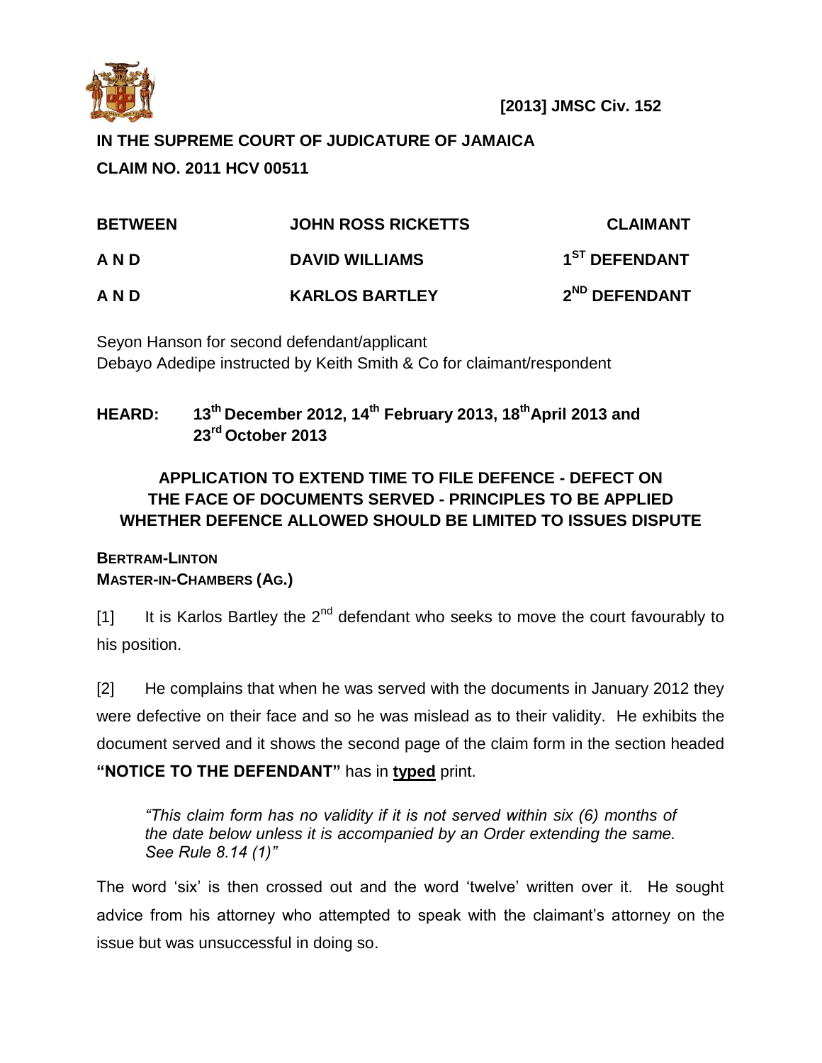**[2013] JMSC Civ. 152**

**IN THE SUPREME COURT OF JUDICATURE OF JAMAICA**

**CLAIM NO. 2011 HCV 00511**

| | | |
|---|---|---|
| **BETWEEN** | **JOHN ROSS RICKETTS** | **CLAIMANT** |
| **A N D** | **DAVID WILLIAMS** | **1ST DEFENDANT** |
| **A N D** | **KARLOS BARTLEY** | **2ND DEFENDANT** |

Seyon Hanson for second defendant/applicant
Debayo Adedipe instructed by Keith Smith & Co for claimant/respondent

**HEARD: 13th December 2012, 14th February 2013, 18th April 2013 and 23rd October 2013**

**APPLICATION TO EXTEND TIME TO FILE DEFENCE - DEFECT ON THE FACE OF DOCUMENTS SERVED - PRINCIPLES TO BE APPLIED WHETHER DEFENCE ALLOWED SHOULD BE LIMITED TO ISSUES DISPUTE**

**BERTRAM-LINTON**
**MASTER-IN-CHAMBERS (AG.)**

[1] It is Karlos Bartley the 2nd defendant who seeks to move the court favourably to his position.

[2] He complains that when he was served with the documents in January 2012 they were defective on their face and so he was mislead as to their validity. He exhibits the document served and it shows the second page of the claim form in the section headed **"NOTICE TO THE DEFENDANT"** has in **typed** print.

> *"This claim form has no validity if it is not served within six (6) months of the date below unless it is accompanied by an Order extending the same. See Rule 8.14 (1)"*

The word 'six' is then crossed out and the word 'twelve' written over it. He sought advice from his attorney who attempted to speak with the claimant's attorney on the issue but was unsuccessful in doing so.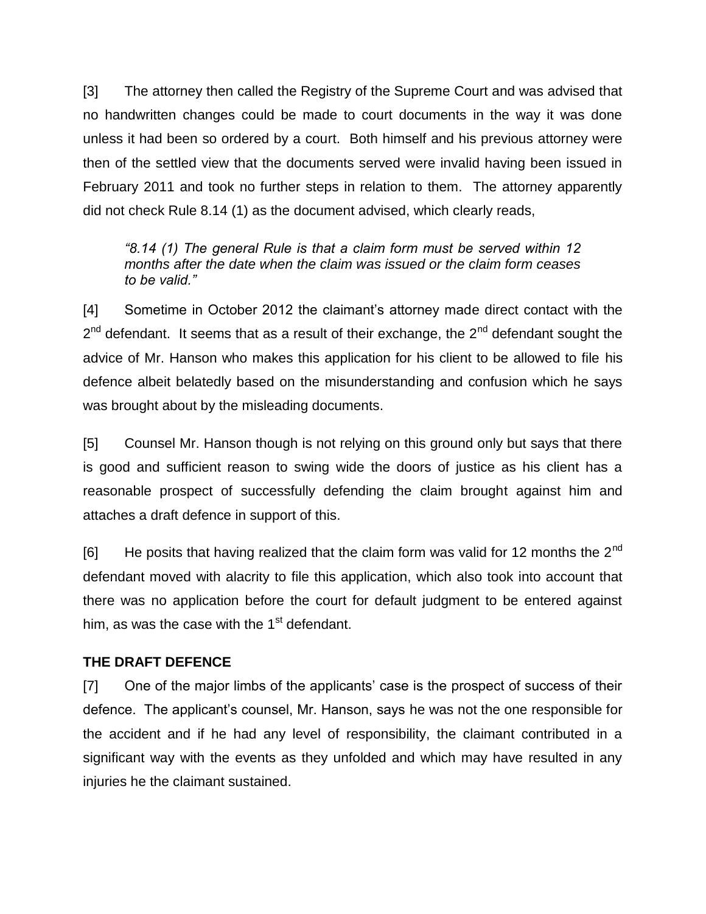[3] The attorney then called the Registry of the Supreme Court and was advised that no handwritten changes could be made to court documents in the way it was done unless it had been so ordered by a court. Both himself and his previous attorney were then of the settled view that the documents served were invalid having been issued in February 2011 and took no further steps in relation to them. The attorney apparently did not check Rule 8.14 (1) as the document advised, which clearly reads,

> *"8.14 (1) The general Rule is that a claim form must be served within 12 months after the date when the claim was issued or the claim form ceases to be valid."*

[4] Sometime in October 2012 the claimant's attorney made direct contact with the 2nd defendant. It seems that as a result of their exchange, the 2nd defendant sought the advice of Mr. Hanson who makes this application for his client to be allowed to file his defence albeit belatedly based on the misunderstanding and confusion which he says was brought about by the misleading documents.

[5] Counsel Mr. Hanson though is not relying on this ground only but says that there is good and sufficient reason to swing wide the doors of justice as his client has a reasonable prospect of successfully defending the claim brought against him and attaches a draft defence in support of this.

[6] He posits that having realized that the claim form was valid for 12 months the 2nd defendant moved with alacrity to file this application, which also took into account that there was no application before the court for default judgment to be entered against him, as was the case with the 1st defendant.

**THE DRAFT DEFENCE**

[7] One of the major limbs of the applicants' case is the prospect of success of their defence. The applicant's counsel, Mr. Hanson, says he was not the one responsible for the accident and if he had any level of responsibility, the claimant contributed in a significant way with the events as they unfolded and which may have resulted in any injuries he the claimant sustained.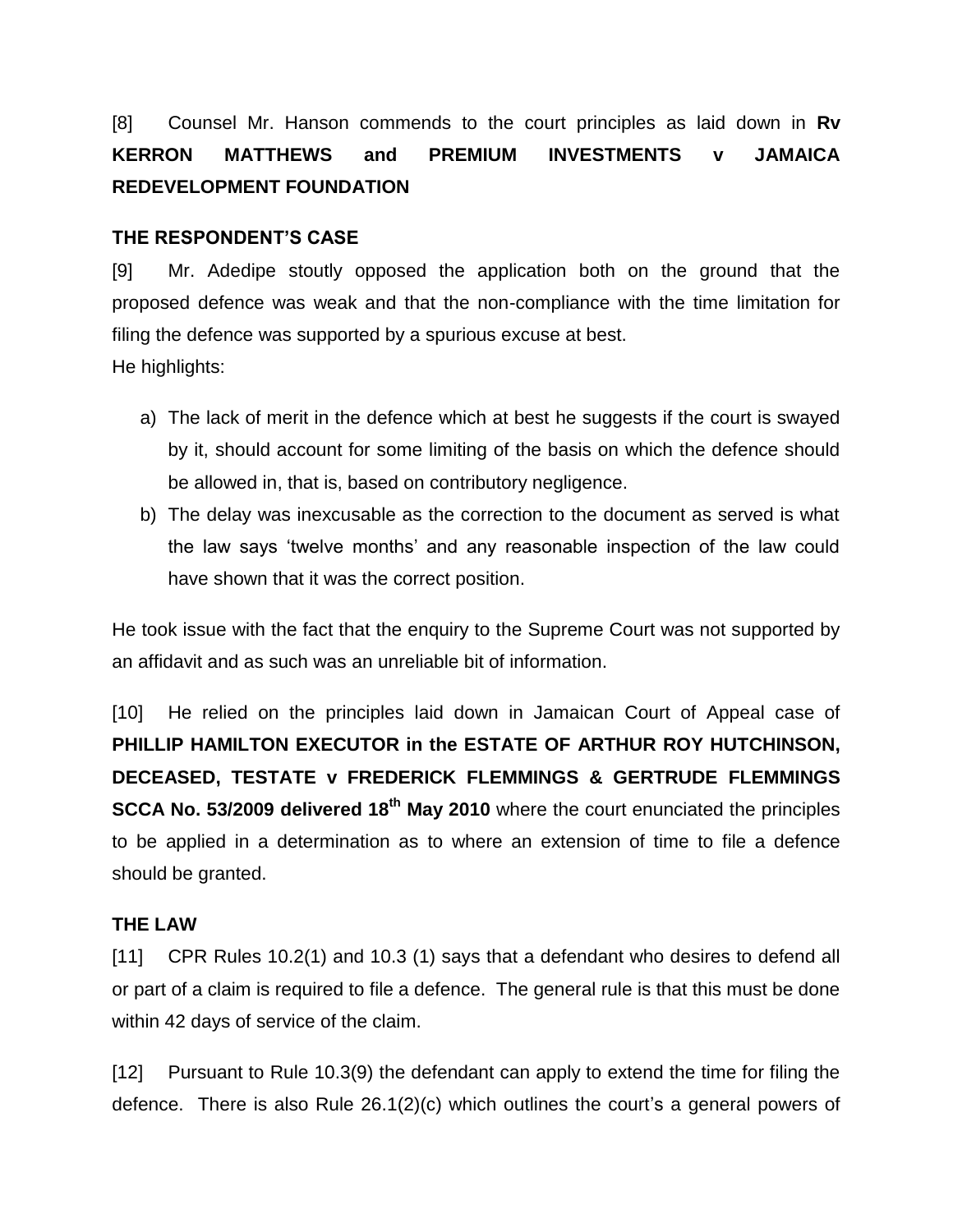[8] Counsel Mr. Hanson commends to the court principles as laid down in **Rv KERRON MATTHEWS and PREMIUM INVESTMENTS v JAMAICA REDEVELOPMENT FOUNDATION**

**THE RESPONDENT'S CASE**

[9] Mr. Adedipe stoutly opposed the application both on the ground that the proposed defence was weak and that the non-compliance with the time limitation for filing the defence was supported by a spurious excuse at best.

He highlights:

a) The lack of merit in the defence which at best he suggests if the court is swayed by it, should account for some limiting of the basis on which the defence should be allowed in, that is, based on contributory negligence.
b) The delay was inexcusable as the correction to the document as served is what the law says 'twelve months' and any reasonable inspection of the law could have shown that it was the correct position.

He took issue with the fact that the enquiry to the Supreme Court was not supported by an affidavit and as such was an unreliable bit of information.

[10] He relied on the principles laid down in Jamaican Court of Appeal case of **PHILLIP HAMILTON EXECUTOR in the ESTATE OF ARTHUR ROY HUTCHINSON, DECEASED, TESTATE v FREDERICK FLEMMINGS & GERTRUDE FLEMMINGS SCCA No. 53/2009 delivered 18th May 2010** where the court enunciated the principles to be applied in a determination as to where an extension of time to file a defence should be granted.

**THE LAW**

[11] CPR Rules 10.2(1) and 10.3 (1) says that a defendant who desires to defend all or part of a claim is required to file a defence. The general rule is that this must be done within 42 days of service of the claim.

[12] Pursuant to Rule 10.3(9) the defendant can apply to extend the time for filing the defence. There is also Rule 26.1(2)(c) which outlines the court's a general powers of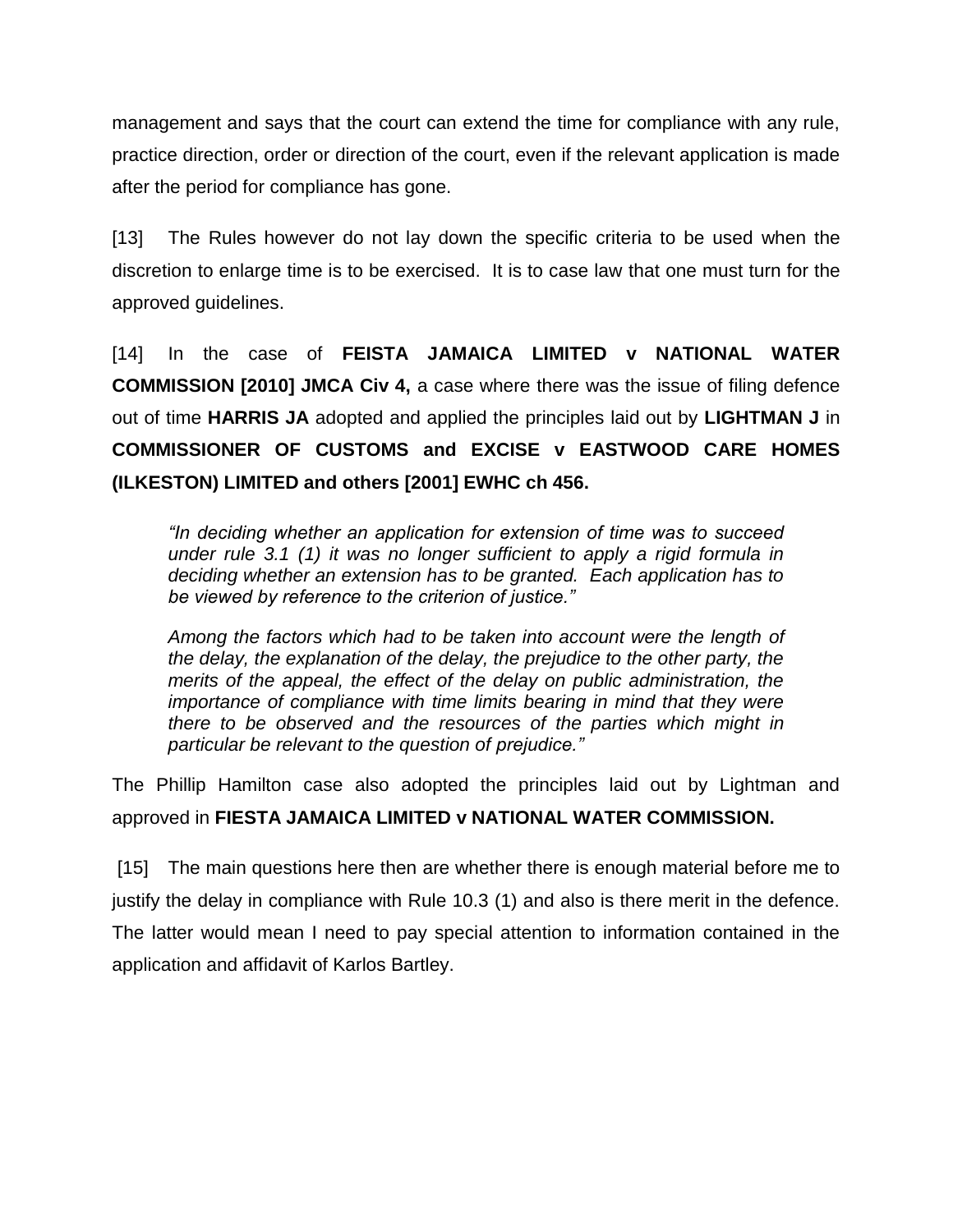management and says that the court can extend the time for compliance with any rule, practice direction, order or direction of the court, even if the relevant application is made after the period for compliance has gone.

[13] The Rules however do not lay down the specific criteria to be used when the discretion to enlarge time is to be exercised. It is to case law that one must turn for the approved guidelines.

[14] In the case of **FEISTA JAMAICA LIMITED v NATIONAL WATER COMMISSION [2010] JMCA Civ 4,** a case where there was the issue of filing defence out of time **HARRIS JA** adopted and applied the principles laid out by **LIGHTMAN J** in **COMMISSIONER OF CUSTOMS and EXCISE v EASTWOOD CARE HOMES (ILKESTON) LIMITED and others [2001] EWHC ch 456.**

> *"In deciding whether an application for extension of time was to succeed under rule 3.1 (1) it was no longer sufficient to apply a rigid formula in deciding whether an extension has to be granted. Each application has to be viewed by reference to the criterion of justice."*
>
> *Among the factors which had to be taken into account were the length of the delay, the explanation of the delay, the prejudice to the other party, the merits of the appeal, the effect of the delay on public administration, the importance of compliance with time limits bearing in mind that they were there to be observed and the resources of the parties which might in particular be relevant to the question of prejudice."*

The Phillip Hamilton case also adopted the principles laid out by Lightman and approved in **FIESTA JAMAICA LIMITED v NATIONAL WATER COMMISSION.**

[15] The main questions here then are whether there is enough material before me to justify the delay in compliance with Rule 10.3 (1) and also is there merit in the defence. The latter would mean I need to pay special attention to information contained in the application and affidavit of Karlos Bartley.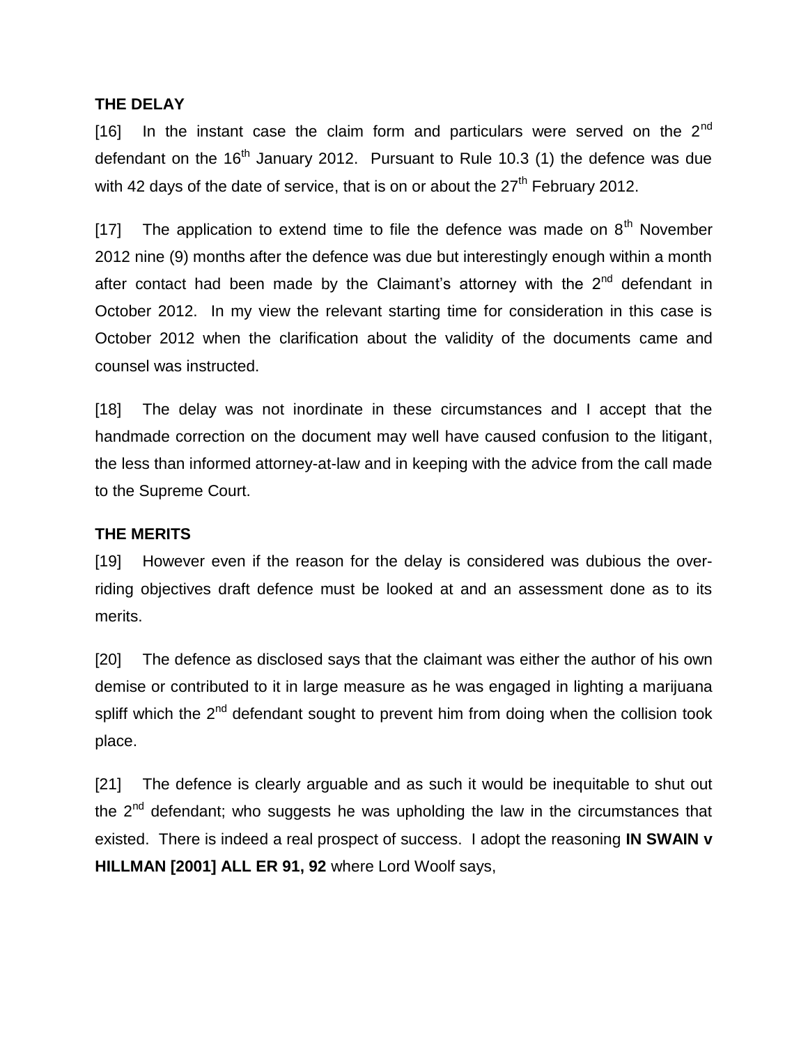**THE DELAY**

[16] In the instant case the claim form and particulars were served on the 2nd defendant on the 16th January 2012. Pursuant to Rule 10.3 (1) the defence was due with 42 days of the date of service, that is on or about the 27th February 2012.

[17] The application to extend time to file the defence was made on 8th November 2012 nine (9) months after the defence was due but interestingly enough within a month after contact had been made by the Claimant's attorney with the 2nd defendant in October 2012. In my view the relevant starting time for consideration in this case is October 2012 when the clarification about the validity of the documents came and counsel was instructed.

[18] The delay was not inordinate in these circumstances and I accept that the handmade correction on the document may well have caused confusion to the litigant, the less than informed attorney-at-law and in keeping with the advice from the call made to the Supreme Court.

**THE MERITS**

[19] However even if the reason for the delay is considered was dubious the over-riding objectives draft defence must be looked at and an assessment done as to its merits.

[20] The defence as disclosed says that the claimant was either the author of his own demise or contributed to it in large measure as he was engaged in lighting a marijuana spliff which the 2nd defendant sought to prevent him from doing when the collision took place.

[21] The defence is clearly arguable and as such it would be inequitable to shut out the 2nd defendant; who suggests he was upholding the law in the circumstances that existed. There is indeed a real prospect of success. I adopt the reasoning **IN SWAIN v HILLMAN [2001] ALL ER 91, 92** where Lord Woolf says,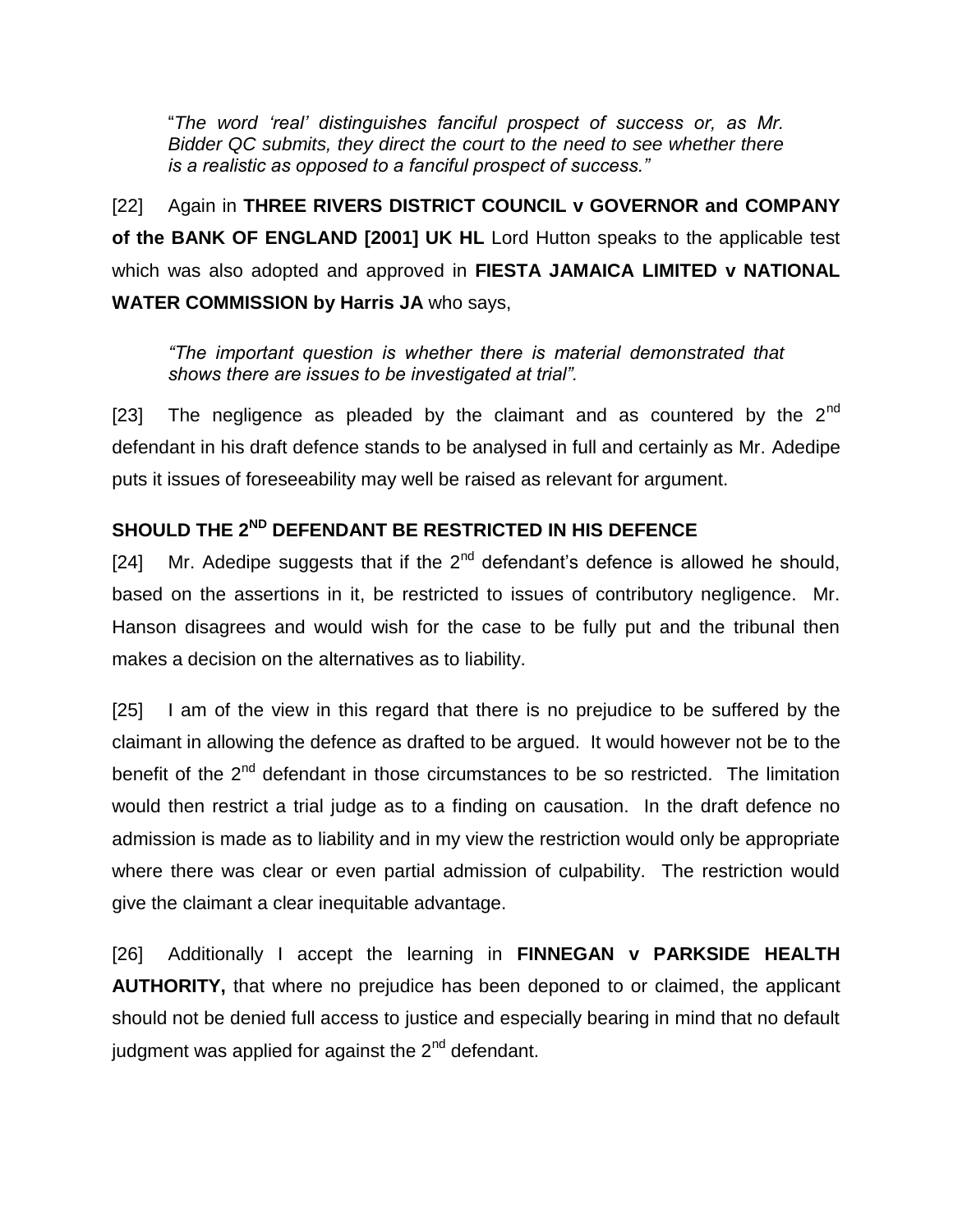"*The word 'real' distinguishes fanciful prospect of success or, as Mr. Bidder QC submits, they direct the court to the need to see whether there is a realistic as opposed to a fanciful prospect of success.*"

[22] Again in **THREE RIVERS DISTRICT COUNCIL v GOVERNOR and COMPANY of the BANK OF ENGLAND [2001] UK HL** Lord Hutton speaks to the applicable test which was also adopted and approved in **FIESTA JAMAICA LIMITED v NATIONAL WATER COMMISSION by Harris JA** who says,

*"The important question is whether there is material demonstrated that shows there are issues to be investigated at trial".*

[23] The negligence as pleaded by the claimant and as countered by the 2nd defendant in his draft defence stands to be analysed in full and certainly as Mr. Adedipe puts it issues of foreseeability may well be raised as relevant for argument.

## SHOULD THE 2ND DEFENDANT BE RESTRICTED IN HIS DEFENCE

[24] Mr. Adedipe suggests that if the 2nd defendant's defence is allowed he should, based on the assertions in it, be restricted to issues of contributory negligence. Mr. Hanson disagrees and would wish for the case to be fully put and the tribunal then makes a decision on the alternatives as to liability.

[25] I am of the view in this regard that there is no prejudice to be suffered by the claimant in allowing the defence as drafted to be argued. It would however not be to the benefit of the 2nd defendant in those circumstances to be so restricted. The limitation would then restrict a trial judge as to a finding on causation. In the draft defence no admission is made as to liability and in my view the restriction would only be appropriate where there was clear or even partial admission of culpability. The restriction would give the claimant a clear inequitable advantage.

[26] Additionally I accept the learning in **FINNEGAN v PARKSIDE HEALTH AUTHORITY,** that where no prejudice has been deponed to or claimed, the applicant should not be denied full access to justice and especially bearing in mind that no default judgment was applied for against the 2nd defendant.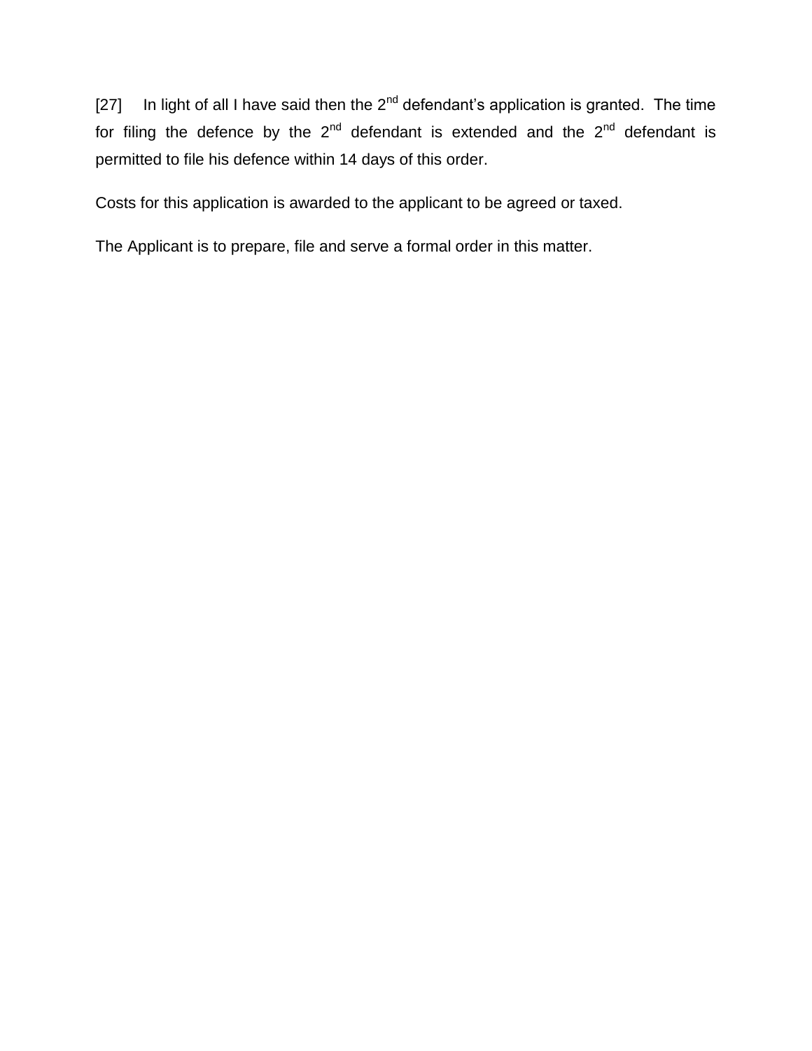[27] In light of all I have said then the 2nd defendant's application is granted. The time for filing the defence by the 2nd defendant is extended and the 2nd defendant is permitted to file his defence within 14 days of this order.

Costs for this application is awarded to the applicant to be agreed or taxed.

The Applicant is to prepare, file and serve a formal order in this matter.